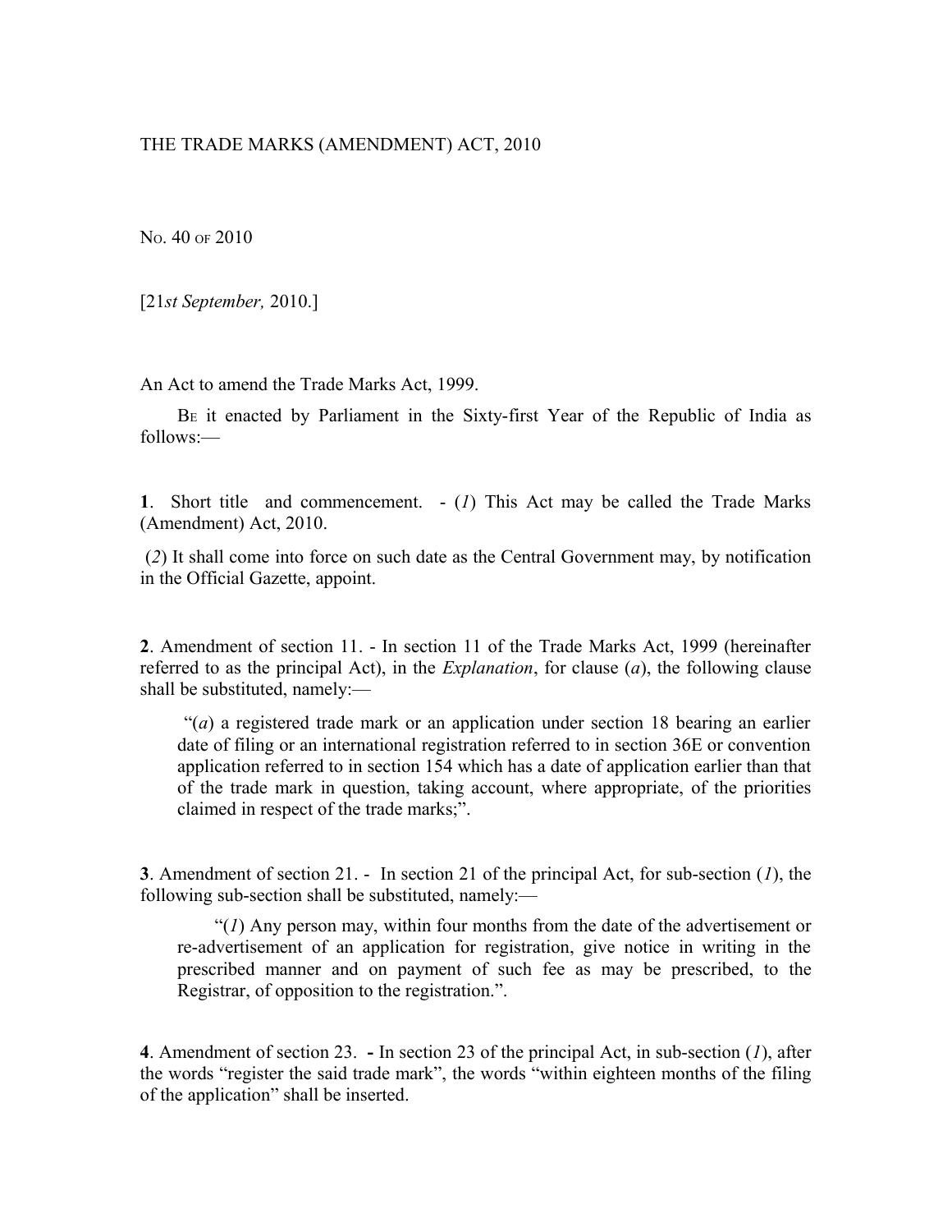# THE TRADE MARKS (AMENDMENT) ACT, 2010

NO. 40 OF 2010

[21*st September,* 2010.]

An Act to amend the Trade Marks Act, 1999.

BE it enacted by Parliament in the Sixty-first Year of the Republic of India as follows:—

**1**. Short title and commencement. - (*1*) This Act may be called the Trade Marks (Amendment) Act, 2010.

(*2*) It shall come into force on such date as the Central Government may, by notification in the Official Gazette, appoint.

**2**. Amendment of section 11. - In section 11 of the Trade Marks Act, 1999 (hereinafter referred to as the principal Act), in the *Explanation*, for clause (*a*), the following clause shall be substituted, namely:—

> "(*a*) a registered trade mark or an application under section 18 bearing an earlier date of filing or an international registration referred to in section 36E or convention application referred to in section 154 which has a date of application earlier than that of the trade mark in question, taking account, where appropriate, of the priorities claimed in respect of the trade marks;".

**3**. Amendment of section 21. - In section 21 of the principal Act, for sub-section (*1*), the following sub-section shall be substituted, namely:—

> "(*1*) Any person may, within four months from the date of the advertisement or re-advertisement of an application for registration, give notice in writing in the prescribed manner and on payment of such fee as may be prescribed, to the Registrar, of opposition to the registration.".

**4**. Amendment of section 23. **-** In section 23 of the principal Act, in sub-section (*1*), after the words "register the said trade mark", the words "within eighteen months of the filing of the application" shall be inserted.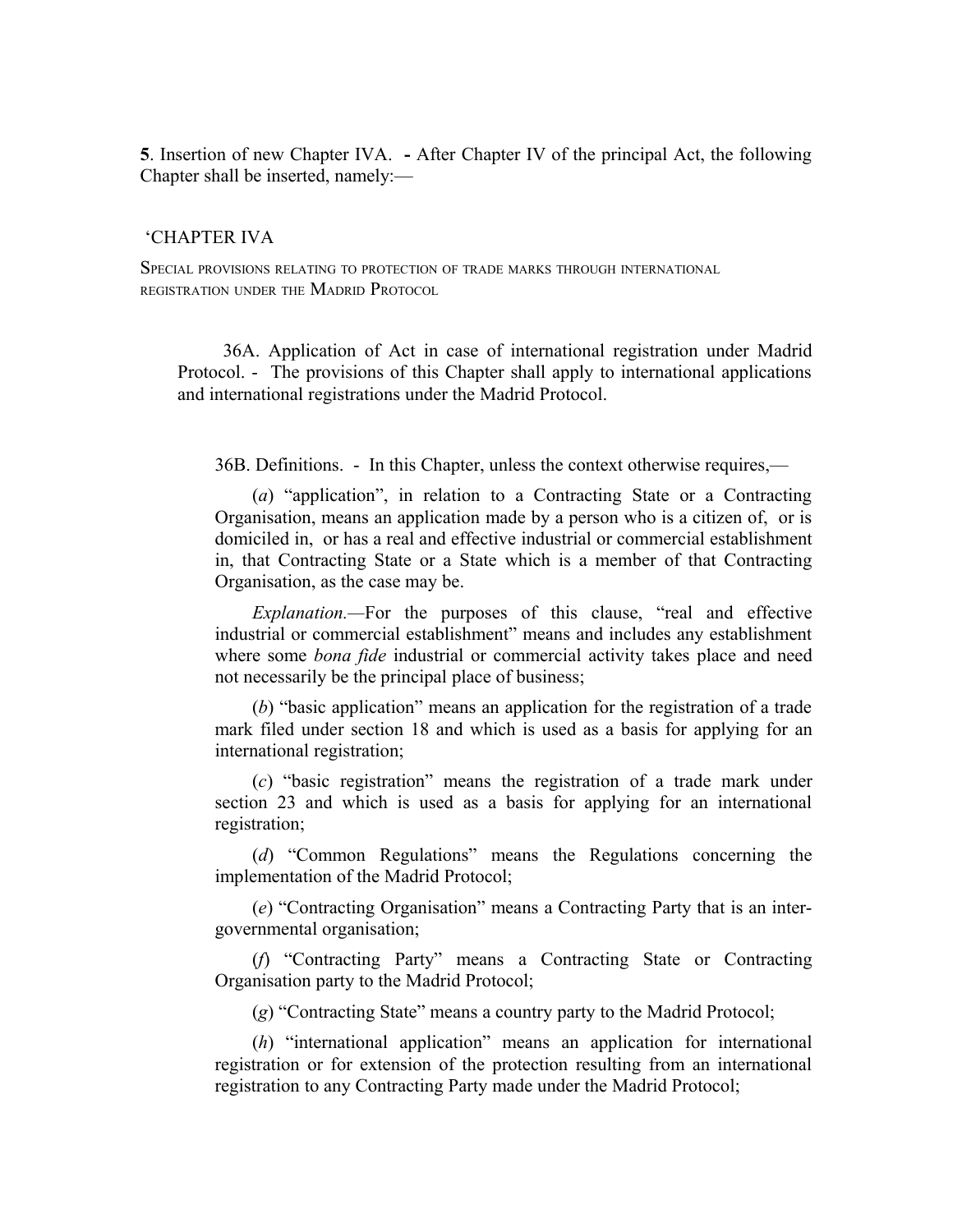**5**. Insertion of new Chapter IVA. **-** After Chapter IV of the principal Act, the following Chapter shall be inserted, namely:—

'CHAPTER IVA

SPECIAL PROVISIONS RELATING TO PROTECTION OF TRADE MARKS THROUGH INTERNATIONAL REGISTRATION UNDER THE MADRID PROTOCOL

36A. Application of Act in case of international registration under Madrid Protocol. - The provisions of this Chapter shall apply to international applications and international registrations under the Madrid Protocol.

36B. Definitions. - In this Chapter, unless the context otherwise requires,—

(*a*) "application", in relation to a Contracting State or a Contracting Organisation, means an application made by a person who is a citizen of, or is domiciled in, or has a real and effective industrial or commercial establishment in, that Contracting State or a State which is a member of that Contracting Organisation, as the case may be.

*Explanation.*—For the purposes of this clause, "real and effective industrial or commercial establishment" means and includes any establishment where some *bona fide* industrial or commercial activity takes place and need not necessarily be the principal place of business;

(*b*) "basic application" means an application for the registration of a trade mark filed under section 18 and which is used as a basis for applying for an international registration;

(*c*) "basic registration" means the registration of a trade mark under section 23 and which is used as a basis for applying for an international registration;

(*d*) "Common Regulations" means the Regulations concerning the implementation of the Madrid Protocol;

(*e*) "Contracting Organisation" means a Contracting Party that is an inter-governmental organisation;

(*f*) "Contracting Party" means a Contracting State or Contracting Organisation party to the Madrid Protocol;

(*g*) "Contracting State" means a country party to the Madrid Protocol;

(*h*) "international application" means an application for international registration or for extension of the protection resulting from an international registration to any Contracting Party made under the Madrid Protocol;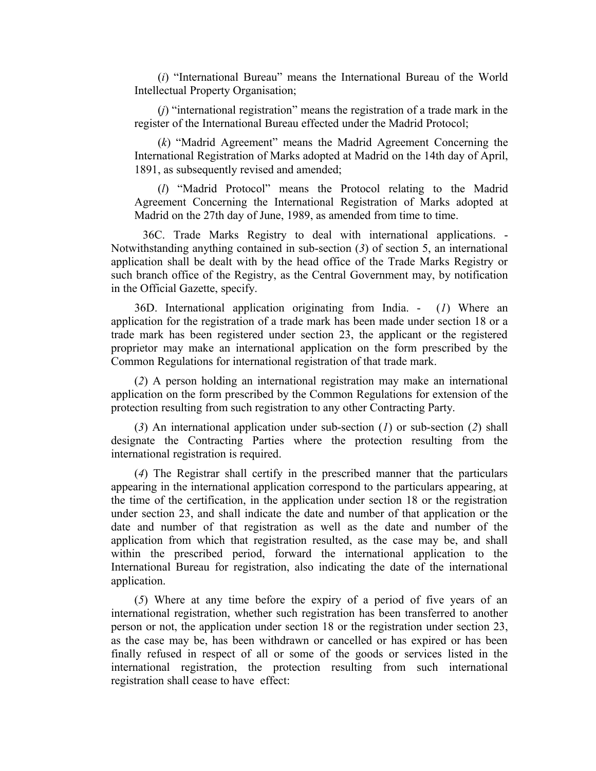(*i*) "International Bureau" means the International Bureau of the World Intellectual Property Organisation;

(*j*) "international registration" means the registration of a trade mark in the register of the International Bureau effected under the Madrid Protocol;

(*k*) "Madrid Agreement" means the Madrid Agreement Concerning the International Registration of Marks adopted at Madrid on the 14th day of April, 1891, as subsequently revised and amended;

(*l*) "Madrid Protocol" means the Protocol relating to the Madrid Agreement Concerning the International Registration of Marks adopted at Madrid on the 27th day of June, 1989, as amended from time to time.

36C. Trade Marks Registry to deal with international applications. - Notwithstanding anything contained in sub-section (*3*) of section 5, an international application shall be dealt with by the head office of the Trade Marks Registry or such branch office of the Registry, as the Central Government may, by notification in the Official Gazette, specify.

36D. International application originating from India. - (*1*) Where an application for the registration of a trade mark has been made under section 18 or a trade mark has been registered under section 23, the applicant or the registered proprietor may make an international application on the form prescribed by the Common Regulations for international registration of that trade mark.

(*2*) A person holding an international registration may make an international application on the form prescribed by the Common Regulations for extension of the protection resulting from such registration to any other Contracting Party.

(*3*) An international application under sub-section (*1*) or sub-section (*2*) shall designate the Contracting Parties where the protection resulting from the international registration is required.

(*4*) The Registrar shall certify in the prescribed manner that the particulars appearing in the international application correspond to the particulars appearing, at the time of the certification, in the application under section 18 or the registration under section 23, and shall indicate the date and number of that application or the date and number of that registration as well as the date and number of the application from which that registration resulted, as the case may be, and shall within the prescribed period, forward the international application to the International Bureau for registration, also indicating the date of the international application.

(*5*) Where at any time before the expiry of a period of five years of an international registration, whether such registration has been transferred to another person or not, the application under section 18 or the registration under section 23, as the case may be, has been withdrawn or cancelled or has expired or has been finally refused in respect of all or some of the goods or services listed in the international registration, the protection resulting from such international registration shall cease to have effect: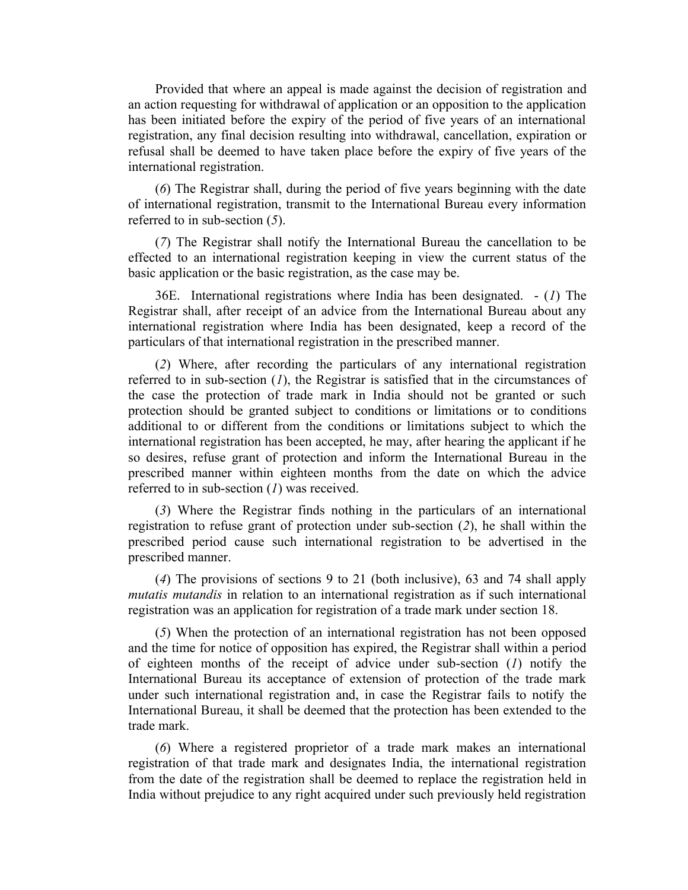Provided that where an appeal is made against the decision of registration and an action requesting for withdrawal of application or an opposition to the application has been initiated before the expiry of the period of five years of an international registration, any final decision resulting into withdrawal, cancellation, expiration or refusal shall be deemed to have taken place before the expiry of five years of the international registration.

(*6*) The Registrar shall, during the period of five years beginning with the date of international registration, transmit to the International Bureau every information referred to in sub-section (*5*).

(*7*) The Registrar shall notify the International Bureau the cancellation to be effected to an international registration keeping in view the current status of the basic application or the basic registration, as the case may be.

36E. International registrations where India has been designated. - (*1*) The Registrar shall, after receipt of an advice from the International Bureau about any international registration where India has been designated, keep a record of the particulars of that international registration in the prescribed manner.

(*2*) Where, after recording the particulars of any international registration referred to in sub-section (*1*), the Registrar is satisfied that in the circumstances of the case the protection of trade mark in India should not be granted or such protection should be granted subject to conditions or limitations or to conditions additional to or different from the conditions or limitations subject to which the international registration has been accepted, he may, after hearing the applicant if he so desires, refuse grant of protection and inform the International Bureau in the prescribed manner within eighteen months from the date on which the advice referred to in sub-section (*1*) was received.

(*3*) Where the Registrar finds nothing in the particulars of an international registration to refuse grant of protection under sub-section (*2*), he shall within the prescribed period cause such international registration to be advertised in the prescribed manner.

(*4*) The provisions of sections 9 to 21 (both inclusive), 63 and 74 shall apply *mutatis mutandis* in relation to an international registration as if such international registration was an application for registration of a trade mark under section 18.

(*5*) When the protection of an international registration has not been opposed and the time for notice of opposition has expired, the Registrar shall within a period of eighteen months of the receipt of advice under sub-section (*1*) notify the International Bureau its acceptance of extension of protection of the trade mark under such international registration and, in case the Registrar fails to notify the International Bureau, it shall be deemed that the protection has been extended to the trade mark.

(*6*) Where a registered proprietor of a trade mark makes an international registration of that trade mark and designates India, the international registration from the date of the registration shall be deemed to replace the registration held in India without prejudice to any right acquired under such previously held registration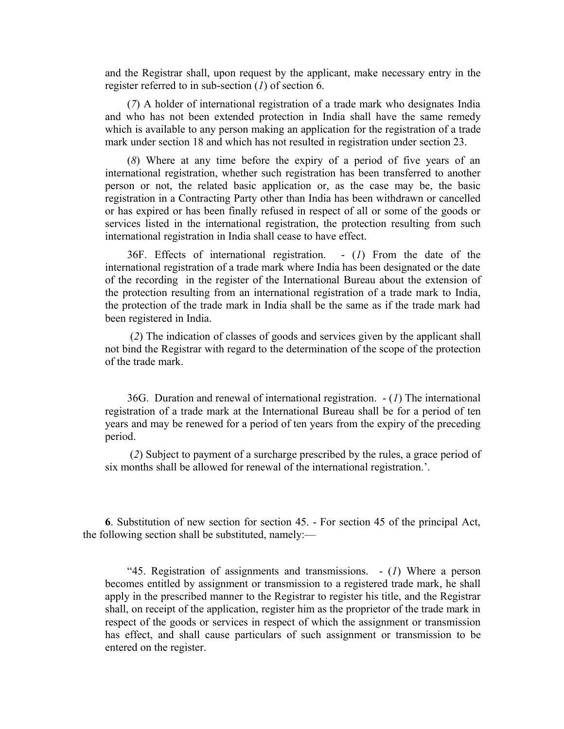and the Registrar shall, upon request by the applicant, make necessary entry in the register referred to in sub-section (*1*) of section 6.

(*7*) A holder of international registration of a trade mark who designates India and who has not been extended protection in India shall have the same remedy which is available to any person making an application for the registration of a trade mark under section 18 and which has not resulted in registration under section 23.

(*8*) Where at any time before the expiry of a period of five years of an international registration, whether such registration has been transferred to another person or not, the related basic application or, as the case may be, the basic registration in a Contracting Party other than India has been withdrawn or cancelled or has expired or has been finally refused in respect of all or some of the goods or services listed in the international registration, the protection resulting from such international registration in India shall cease to have effect.

36F. Effects of international registration. - (*1*) From the date of the international registration of a trade mark where India has been designated or the date of the recording in the register of the International Bureau about the extension of the protection resulting from an international registration of a trade mark to India, the protection of the trade mark in India shall be the same as if the trade mark had been registered in India.

(*2*) The indication of classes of goods and services given by the applicant shall not bind the Registrar with regard to the determination of the scope of the protection of the trade mark.

36G. Duration and renewal of international registration. - (*1*) The international registration of a trade mark at the International Bureau shall be for a period of ten years and may be renewed for a period of ten years from the expiry of the preceding period.

(*2*) Subject to payment of a surcharge prescribed by the rules, a grace period of six months shall be allowed for renewal of the international registration.'.

**6**. Substitution of new section for section 45. - For section 45 of the principal Act, the following section shall be substituted, namely:—

"45. Registration of assignments and transmissions. - (*1*) Where a person becomes entitled by assignment or transmission to a registered trade mark, he shall apply in the prescribed manner to the Registrar to register his title, and the Registrar shall, on receipt of the application, register him as the proprietor of the trade mark in respect of the goods or services in respect of which the assignment or transmission has effect, and shall cause particulars of such assignment or transmission to be entered on the register.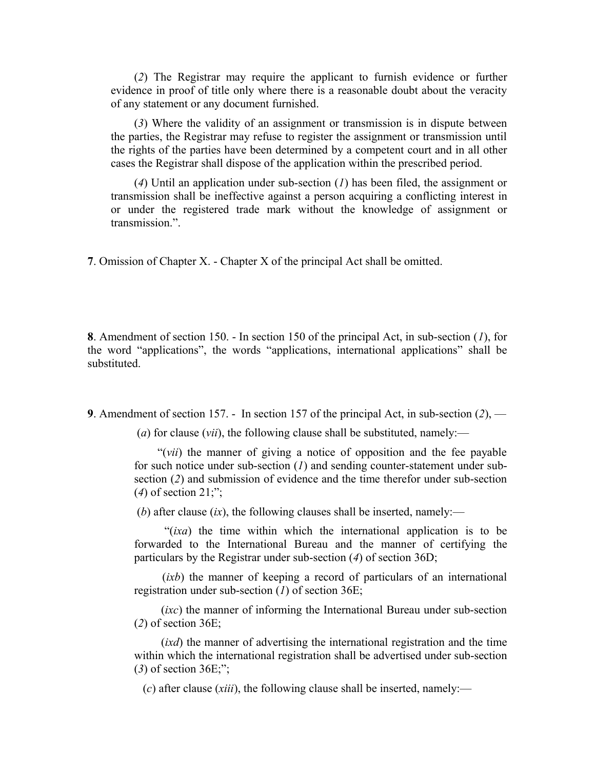(*2*) The Registrar may require the applicant to furnish evidence or further evidence in proof of title only where there is a reasonable doubt about the veracity of any statement or any document furnished.

(*3*) Where the validity of an assignment or transmission is in dispute between the parties, the Registrar may refuse to register the assignment or transmission until the rights of the parties have been determined by a competent court and in all other cases the Registrar shall dispose of the application within the prescribed period.

(*4*) Until an application under sub-section (*1*) has been filed, the assignment or transmission shall be ineffective against a person acquiring a conflicting interest in or under the registered trade mark without the knowledge of assignment or transmission.".

**7**. Omission of Chapter X. - Chapter X of the principal Act shall be omitted.

**8**. Amendment of section 150. - In section 150 of the principal Act, in sub-section (*1*), for the word "applications", the words "applications, international applications" shall be substituted.

**9**. Amendment of section 157. - In section 157 of the principal Act, in sub-section (*2*), —

(*a*) for clause (*vii*), the following clause shall be substituted, namely:—

"(*vii*) the manner of giving a notice of opposition and the fee payable for such notice under sub-section (*1*) and sending counter-statement under sub-section (*2*) and submission of evidence and the time therefor under sub-section (*4*) of section 21;";

(*b*) after clause (*ix*), the following clauses shall be inserted, namely:—

"(*ixa*) the time within which the international application is to be forwarded to the International Bureau and the manner of certifying the particulars by the Registrar under sub-section (*4*) of section 36D;

(*ixb*) the manner of keeping a record of particulars of an international registration under sub-section (*1*) of section 36E;

(*ixc*) the manner of informing the International Bureau under sub-section (*2*) of section 36E;

(*ixd*) the manner of advertising the international registration and the time within which the international registration shall be advertised under sub-section (*3*) of section 36E;";

(*c*) after clause (*xiii*), the following clause shall be inserted, namely:—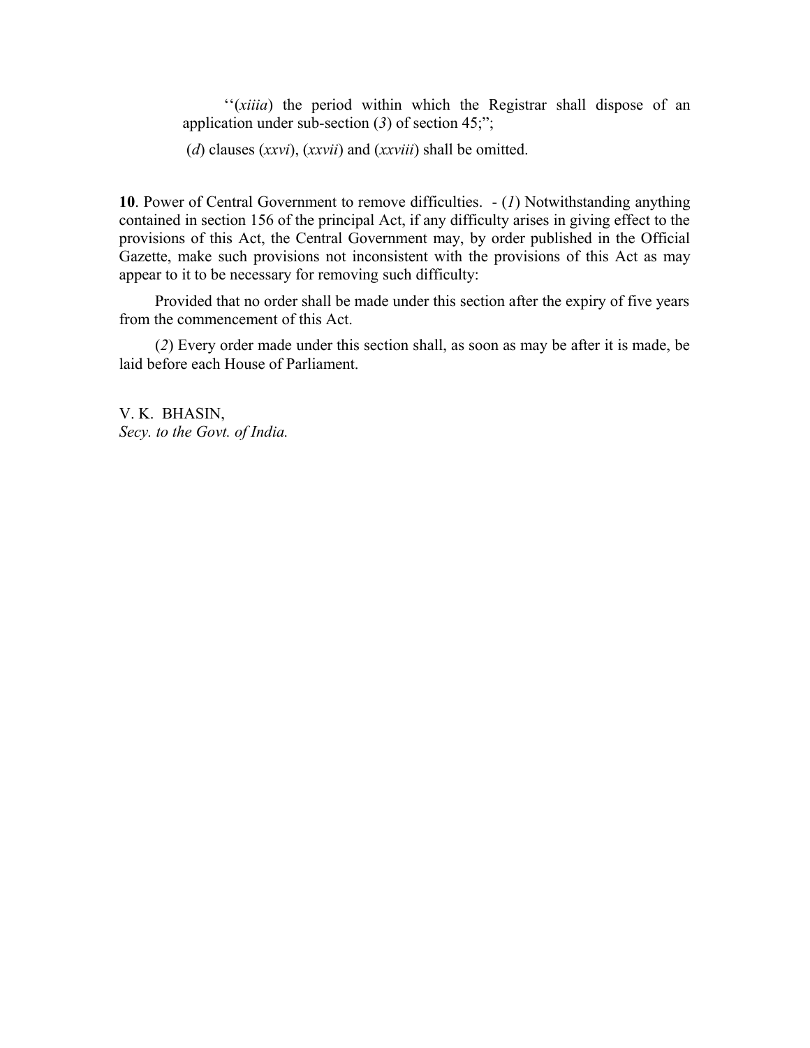''(*xiiia*) the period within which the Registrar shall dispose of an application under sub-section (*3*) of section 45;";

(*d*) clauses (*xxvi*), (*xxvii*) and (*xxviii*) shall be omitted.

**10**. Power of Central Government to remove difficulties. - (*1*) Notwithstanding anything contained in section 156 of the principal Act, if any difficulty arises in giving effect to the provisions of this Act, the Central Government may, by order published in the Official Gazette, make such provisions not inconsistent with the provisions of this Act as may appear to it to be necessary for removing such difficulty:

Provided that no order shall be made under this section after the expiry of five years from the commencement of this Act.

(*2*) Every order made under this section shall, as soon as may be after it is made, be laid before each House of Parliament.

V. K. BHASIN,
*Secy. to the Govt. of India.*